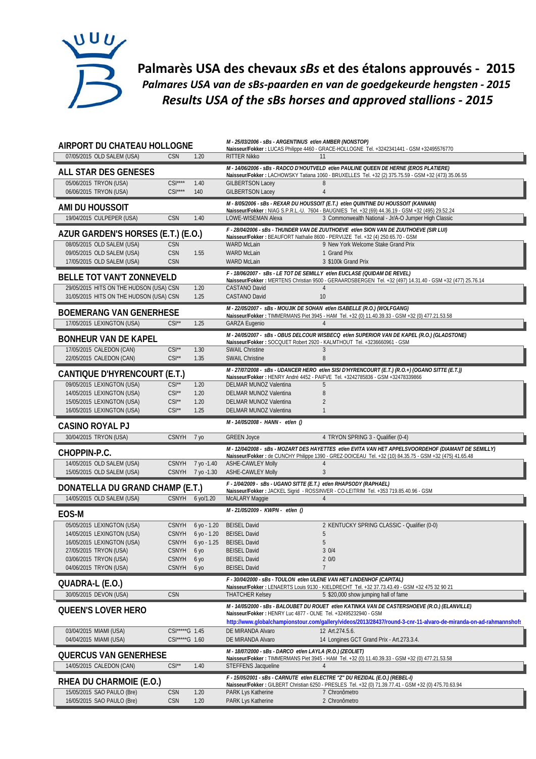# Palmarès USA des chevaux *sBs* et des étalons approuvés - 2015

## *Palmares USA van de sBs-paarden en van de goedgekeurde hengsten - 2015*

## *Results USA of the sBs horses and approved stallions - 2015*

### AIRPORT DU CHATEAU HOLLOGNE

*M - 25/03/2006 - sBs - ARGENTINUS et/en AMBER (NONSTOP)*
**Naisseur/Fokker :** LUCAS Philippe 4460 - GRACE-HOLLOGNE Tel. +3242341441 - GSM +32495576770

| Date / Place | Type | Height | Rider | Result |
|---|---|---|---|---|
| 07/05/2015 OLD SALEM (USA) | CSN | 1.20 | RITTER Nikko | 11 |

### ALL STAR DES GENESES

*M - 14/06/2006 - sBs - RADCO D'HOUTVELD et/en PAULINE QUEEN DE HERNE (EROS PLATIERE)*
**Naisseur/Fokker :** LACHOWSKY Tatiana 1060 - BRUXELLES Tel. +32 (2) 375.75.59 - GSM +32 (473) 35.06.55

| Date / Place | Type | Height | Rider | Result |
|---|---|---|---|---|
| 05/06/2015 TRYON (USA) | CSI**** | 1.40 | GILBERTSON Lacey | 8 |
| 06/06/2015 TRYON (USA) | CSI**** | 140 | GILBERTSON Lacey | 4 |

### AMI DU HOUSSOIT

*M - 8/05/2006 - sBs - REXAR DU HOUSSOIT (E.T.) et/en QUINTINE DU HOUSSOIT (KANNAN)*
**Naisseur/Fokker :** NIAG S.P.R.L.-U. 7604 - BAUGNIES Tel. +32 (69) 44.36.19 - GSM +32 (495) 29.52.24

| Date / Place | Type | Height | Rider | Result |
|---|---|---|---|---|
| 19/04/2015 CULPEPER (USA) | CSN | 1.40 | LOWE-WISEMAN Alexa | 3 Commonwealth National - Jr/A-O Jumper High Classic |

### AZUR GARDEN'S HORSES (E.T.) (E.O.)

*F - 28/04/2006 - sBs - THUNDER VAN DE ZUUTHOEVE et/en SION VAN DE ZUUTHOEVE (SIR LUI)*
**Naisseur/Fokker :** BEAUFORT Nathalie 8600 - PERVIJZE Tel. +32 (4) 250.65.70 - GSM

| Date / Place | Type | Height | Rider | Result |
|---|---|---|---|---|
| 08/05/2015 OLD SALEM (USA) | CSN | | WARD McLain | 9 New York Welcome Stake Grand Prix |
| 09/05/2015 OLD SALEM (USA) | CSN | 1.55 | WARD McLain | 1 Grand Prix |
| 17/05/2015 OLD SALEM (USA) | CSN | | WARD McLain | 3 $100k Grand Prix |

### BELLE TOT VAN'T ZONNEVELD

*F - 18/06/2007 - sBs - LE TOT DE SEMILLY et/en EUCLASE (QUIDAM DE REVEL)*
**Naisseur/Fokker :** MERTENS Christian 9500 - GERAARDSBERGEN Tel. +32 (497) 14.31.40 - GSM +32 (477) 25.76.14

| Date / Place | Type | Height | Rider | Result |
|---|---|---|---|---|
| 29/05/2015 HITS ON THE HUDSON (USA) | CSN | 1.20 | CASTANO David | 4 |
| 31/05/2015 HITS ON THE HUDSON (USA) | CSN | 1.25 | CASTANO David | 10 |

### BOEMERANG VAN GENERHESE

*M - 22/05/2007 - sBs - MOUJIK DE SOHAN et/en ISABELLE (R.O.) (WOLFGANG)*
**Naisseur/Fokker :** TIMMERMANS Piet 3945 - HAM Tel. +32 (0) 11.40.39.33 - GSM +32 (0) 477.21.53.58

| Date / Place | Type | Height | Rider | Result |
|---|---|---|---|---|
| 17/05/2015 LEXINGTON (USA) | CSI** | 1.25 | GARZA Eugenio | 4 |

### BONHEUR VAN DE KAPEL

*M - 24/05/2007 - sBs - OBUS DELCOUR WISBECQ et/en SUPERIOR VAN DE KAPEL (R.O.) (GLADSTONE)*
**Naisseur/Fokker :** SOCQUET Robert 2920 - KALMTHOUT Tel. +3236660961 - GSM

| Date / Place | Type | Height | Rider | Result |
|---|---|---|---|---|
| 17/05/2015 CALEDON (CAN) | CSI** | 1.30 | SWAIL Christine | 3 |
| 22/05/2015 CALEDON (CAN) | CSI** | 1.35 | SWAIL Christine | 8 |

### CANTIQUE D'HYRENCOURT (E.T.)

*M - 27/07/2008 - sBs - UDANCER HERO et/en SISI D'HYRENCOURT (E.T.) (R.O.+) (OGANO SITTE (E.T.))*
**Naisseur/Fokker :** HENRY André 4452 - PAIFVE Tel. +3242785836 - GSM +32478339866

| Date / Place | Type | Height | Rider | Result |
|---|---|---|---|---|
| 09/05/2015 LEXINGTON (USA) | CSI** | 1.20 | DELMAR MUNOZ Valentina | 5 |
| 14/05/2015 LEXINGTON (USA) | CSI** | 1.20 | DELMAR MUNOZ Valentina | 8 |
| 15/05/2015 LEXINGTON (USA) | CSI** | 1.20 | DELMAR MUNOZ Valentina | 2 |
| 16/05/2015 LEXINGTON (USA) | CSI** | 1.25 | DELMAR MUNOZ Valentina | 1 |

### CASINO ROYAL PJ

*M - 14/05/2008 - HANN - et/en ()*

| Date / Place | Type | Height | Rider | Result |
|---|---|---|---|---|
| 30/04/2015 TRYON (USA) | CSNYH | 7 yo | GREEN Joyce | 4 TRYON SPRING 3 - Qualifier (0-4) |

### CHOPPIN-P.C.

*M - 12/04/2008 - sBs - MOZART DES HAYETTES et/en EVITA VAN HET APPELSVOORDEHOF (DIAMANT DE SEMILLY)*
**Naisseur/Fokker :** de CUNCHY Philippe 1390 - GREZ-DOICEAU Tel. +32 (10) 84.35.75 - GSM +32 (475) 41.65.48

| Date / Place | Type | Height | Rider | Result |
|---|---|---|---|---|
| 14/05/2015 OLD SALEM (USA) | CSNYH | 7 yo -1.40 | ASHE-CAWLEY Molly | 4 |
| 15/05/2015 OLD SALEM (USA) | CSNYH | 7 yo -1.30 | ASHE-CAWLEY Molly | 3 |

### DONATELLA DU GRAND CHAMP (E.T.)

*F - 1/04/2009 - sBs - UGANO SITTE (E.T.) et/en RHAPSODY (RAPHAEL)*
**Naisseur/Fokker :** JACKEL Sigrid - ROSSINVER - CO-LEITRIM Tel. +353 719.85.40.96 - GSM

| Date / Place | Type | Height | Rider | Result |
|---|---|---|---|---|
| 14/05/2015 OLD SALEM (USA) | CSNYH | 6 yo/1.20 | McALARY Maggie | 4 |

### EOS-M

*M - 21/05/2009 - KWPN - et/en ()*

| Date / Place | Type | Height | Rider | Result |
|---|---|---|---|---|
| 05/05/2015 LEXINGTON (USA) | CSNYH | 6 yo - 1.20 | BEISEL David | 2 KENTUCKY SPRING CLASSIC - Qualifier (0-0) |
| 14/05/2015 LEXINGTON (USA) | CSNYH | 6 yo - 1.20 | BEISEL David | 5 |
| 16/05/2015 LEXINGTON (USA) | CSNYH | 6 yo - 1.25 | BEISEL David | 5 |
| 27/05/2015 TRYON (USA) | CSNYH | 6 yo | BEISEL David | 3 0/4 |
| 03/06/2015 TRYON (USA) | CSNYH | 6 yo | BEISEL David | 2 0/0 |
| 04/06/2015 TRYON (USA) | CSNYH | 6 yo | BEISEL David | 7 |

### QUADRA-L (E.O.)

*F - 30/04/2000 - sBs - TOULON et/en ULENE VAN HET LINDENHOF (CAPITAL)*
**Naisseur/Fokker :** LENAERTS Louis 9130 - KIELDRECHT Tel. +32 37.73.43.49 - GSM +32 475 32 90 21

| Date / Place | Type | Height | Rider | Result |
|---|---|---|---|---|
| 30/05/2015 DEVON (USA) | CSN | | THATCHER Kelsey | 5 $20,000 show jumping hall of fame |

### QUEEN'S LOVER HERO

*M - 14/05/2000 - sBs - BALOUBET DU ROUET et/en KATINKA VAN DE CASTERSHOEVE (R.O.) (ELANVILLE)*
**Naisseur/Fokker :** HENRY Luc 4877 - OLNE Tel. +32495232940 - GSM
http://www.globalchampionstour.com/gallery/videos/2013/28437/round-3-cnr-11-alvaro-de-miranda-on-ad-rahmannshof

| Date / Place | Type | Height | Rider | Result |
|---|---|---|---|---|
| 03/04/2015 MIAMI (USA) | CSI*****G | 1.45 | DE MIRANDA Alvaro | 12 Art.274.5.6. |
| 04/04/2015 MIAMI (USA) | CSI*****G | 1.60 | DE MIRANDA Alvaro | 14 Longines GCT Grand Prix - Art.273.3.4. |

### QUERCUS VAN GENERHESE

*M - 18/07/2000 - sBs - DARCO et/en LAYLA (R.O.) (ZEOLIET)*
**Naisseur/Fokker :** TIMMERMANS Piet 3945 - HAM Tel. +32 (0) 11.40.39.33 - GSM +32 (0) 477.21.53.58

| Date / Place | Type | Height | Rider | Result |
|---|---|---|---|---|
| 14/05/2015 CALEDON (CAN) | CSI** | 1.40 | STEFFENS Jacqueline | 4 |

### RHEA DU CHARMOIE (E.O.)

*F - 15/05/2001 - sBs - CARNUTE et/en ELECTRE "Z" DU REZIDAL (E.O.) (REBEL-I)*
**Naisseur/Fokker :** GILBERT Christian 6250 - PRESLES Tel. +32 (0) 71.39.77.41 - GSM +32 (0) 475.70.63.94

| Date / Place | Type | Height | Rider | Result |
|---|---|---|---|---|
| 15/05/2015 SAO PAULO (Bre) | CSN | 1.20 | PARK Lys Katherine | 7 Chronômetro |
| 16/05/2015 SAO PAULO (Bre) | CSN | 1.20 | PARK Lys Katherine | 2 Chronômetro |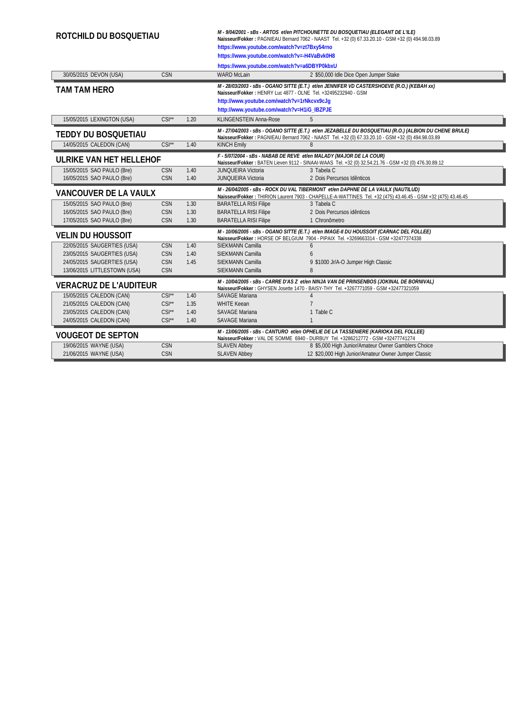## ROTCHILD DU BOSQUETIAU

***M - 9/04/2001 - sBs - ARTOS et/en PITCHOUNETTE DU BOSQUETIAU (ELEGANT DE L'ILE)***
**Naisseur/Fokker :** PAGNIEAU Bernard 7062 - NAAST Tel. +32 (0) 67.33.20.10 - GSM +32 (0) 494.98.03.89
**https://www.youtube.com/watch?v=zt7Bxy54rno**
**https://www.youtube.com/watch?v=-H4VaBvk0H8**
**https://www.youtube.com/watch?v=a6DBYP0kbxU**

| | | | | |
|---|---|---|---|---|
| 30/05/2015 DEVON (USA) | CSN | | WARD McLain | 2 $50,000 Idle Dice Open Jumper Stake |

## TAM TAM HERO

***M - 28/03/2003 - sBs - OGANO SITTE (E.T.) et/en JENNIFER VD CASTERSHOEVE (R.O.) (KEBAH xx)***
**Naisseur/Fokker :** HENRY Luc 4877 - OLNE Tel. +32495232940 - GSM
**http://www.youtube.com/watch?v=1rNkcvx9cJg**
**http://www.youtube.com/watch?v=H1iG_IBZPJE**

| | | | | |
|---|---|---|---|---|
| 15/05/2015 LEXINGTON (USA) | CSI** | 1.20 | KLINGENSTEIN Anna-Rose | 5 |

## TEDDY DU BOSQUETIAU

***M - 27/04/2003 - sBs - OGANO SITTE (E.T.) et/en JEZABELLE DU BOSQUETIAU (R.O.) (ALBION DU CHENE BRULE)***
**Naisseur/Fokker :** PAGNIEAU Bernard 7062 - NAAST Tel. +32 (0) 67.33.20.10 - GSM +32 (0) 494.98.03.89

| | | | | |
|---|---|---|---|---|
| 14/05/2015 CALEDON (CAN) | CSI** | 1.40 | KINCH Emily | 8 |

## ULRIKE VAN HET HELLEHOF

***F - 5/07/2004 - sBs - NABAB DE REVE et/en MALADY (MAJOR DE LA COUR)***
**Naisseur/Fokker :** BATEN Lieven 9112 - SINAAI-WAAS Tel. +32 (0) 32.54.21.76 - GSM +32 (0) 476.30.89.12

| | | | | |
|---|---|---|---|---|
| 15/05/2015 SAO PAULO (Bre) | CSN | 1.40 | JUNQUEIRA Victoria | 3 Tabela C |
| 16/05/2015 SAO PAULO (Bre) | CSN | 1.40 | JUNQUEIRA Victoria | 2 Dois Percursos Idênticos |

## VANCOUVER DE LA VAULX

***M - 26/04/2005 - sBs - ROCK DU VAL TIBERMONT et/en DAPHNE DE LA VAULX (NAUTILUD)***
**Naisseur/Fokker :** THIRION Laurent 7903 - CHAPELLE-A-WATTINES Tel. +32 (475) 43.46.45 - GSM +32 (475) 43.46.45

| | | | | |
|---|---|---|---|---|
| 15/05/2015 SAO PAULO (Bre) | CSN | 1.30 | BARATELLA RISI Filipe | 3 Tabela C |
| 16/05/2015 SAO PAULO (Bre) | CSN | 1.30 | BARATELLA RISI Filipe | 2 Dois Percursos idênticos |
| 17/05/2015 SAO PAULO (Bre) | CSN | 1.30 | BARATELLA RISI Filipe | 1 Chronômetro |

## VELIN DU HOUSSOIT

***M - 10/06/2005 - sBs - OGANO SITTE (E.T.) et/en IMAGE-II DU HOUSSOIT (CARNAC DEL FOLLEE)***
**Naisseur/Fokker :** HORSE OF BELGIUM 7904 - PIPAIX Tel. +3269663314 - GSM +32477374338

| | | | | |
|---|---|---|---|---|
| 22/05/2015 SAUGERTIES (USA) | CSN | 1.40 | SIEKMANN Camilla | 6 |
| 23/05/2015 SAUGERTIES (USA) | CSN | 1.40 | SIEKMANN Camilla | 6 |
| 24/05/2015 SAUGERTIES (USA) | CSN | 1.45 | SIEKMANN Camilla | 9 $1000 Jr/A-O Jumper High Classic |
| 13/06/2015 LITTLESTOWN (USA) | CSN | | SIEKMANN Camilla | 8 |

## VERACRUZ DE L'AUDITEUR

***M - 10/04/2005 - sBs - CARRE D'AS Z et/en NINJA VAN DE PRINSENBOS (JOKINAL DE BORNIVAL)***
**Naisseur/Fokker :** GHYSEN Josette 1470 - BAISY-THY Tel. +3267771059 - GSM +32477321059

| | | | | |
|---|---|---|---|---|
| 15/05/2015 CALEDON (CAN) | CSI** | 1.40 | SAVAGE Mariana | 4 |
| 21/05/2015 CALEDON (CAN) | CSI** | 1.35 | WHITE Keean | 7 |
| 23/05/2015 CALEDON (CAN) | CSI** | 1.40 | SAVAGE Mariana | 1 Table C |
| 24/05/2015 CALEDON (CAN) | CSI** | 1.40 | SAVAGE Mariana | 1 |

## VOUGEOT DE SEPTON

***M - 13/06/2005 - sBs - CANTURO et/en OPHELIE DE LA TASSENIERE (KARIOKA DEL FOLLEE)***
**Naisseur/Fokker :** VAL DE SOMME 6940 - DURBUY Tel. +3286212772 - GSM +32477741274

| | | | | |
|---|---|---|---|---|
| 19/06/2015 WAYNE (USA) | CSN | | SLAVEN Abbey | 8 $5,000 High Junior/Amateur Owner Gamblers Choice |
| 21/06/2015 WAYNE (USA) | CSN | | SLAVEN Abbey | 12 $20,000 High Junior/Amateur Owner Jumper Classic |